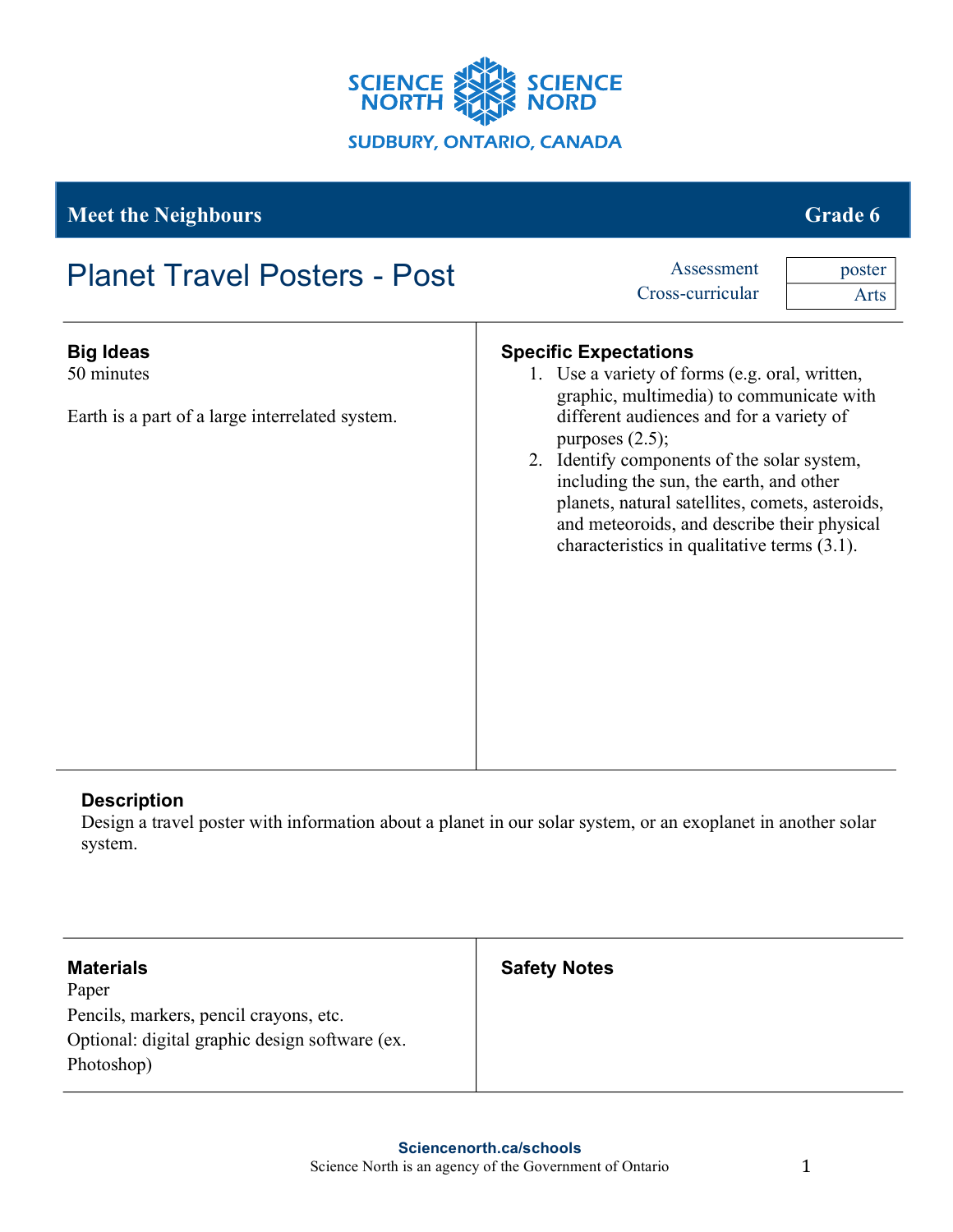SCIENCE NORTH SCIENCE NORD

SUDBURY, ONTARIO, CANADA

**Meet the Neighbours** **Grade 6**

# Planet Travel Posters - Post

| | |
|---|---|
| Assessment | poster |
| Cross-curricular | Arts |

### Big Ideas

50 minutes

Earth is a part of a large interrelated system.

### Specific Expectations

1. Use a variety of forms (e.g. oral, written, graphic, multimedia) to communicate with different audiences and for a variety of purposes (2.5);
2. Identify components of the solar system, including the sun, the earth, and other planets, natural satellites, comets, asteroids, and meteoroids, and describe their physical characteristics in qualitative terms (3.1).

### Description

Design a travel poster with information about a planet in our solar system, or an exoplanet in another solar system.

### Materials

Paper

Pencils, markers, pencil crayons, etc.

Optional: digital graphic design software (ex. Photoshop)

### Safety Notes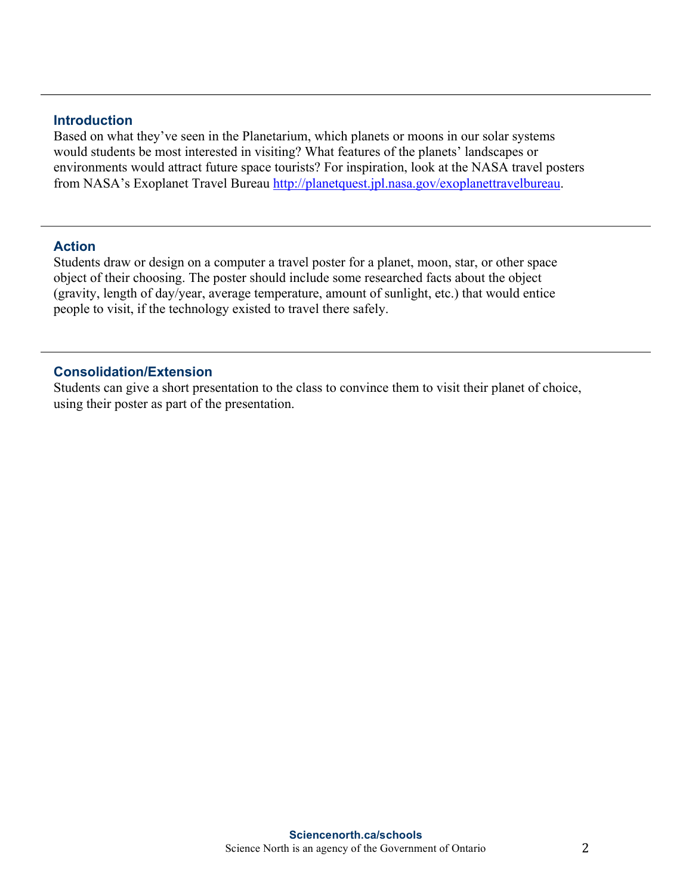## Introduction

Based on what they've seen in the Planetarium, which planets or moons in our solar systems would students be most interested in visiting? What features of the planets' landscapes or environments would attract future space tourists? For inspiration, look at the NASA travel posters from NASA's Exoplanet Travel Bureau http://planetquest.jpl.nasa.gov/exoplanettravelbureau.

## Action

Students draw or design on a computer a travel poster for a planet, moon, star, or other space object of their choosing. The poster should include some researched facts about the object (gravity, length of day/year, average temperature, amount of sunlight, etc.) that would entice people to visit, if the technology existed to travel there safely.

## Consolidation/Extension

Students can give a short presentation to the class to convince them to visit their planet of choice, using their poster as part of the presentation.